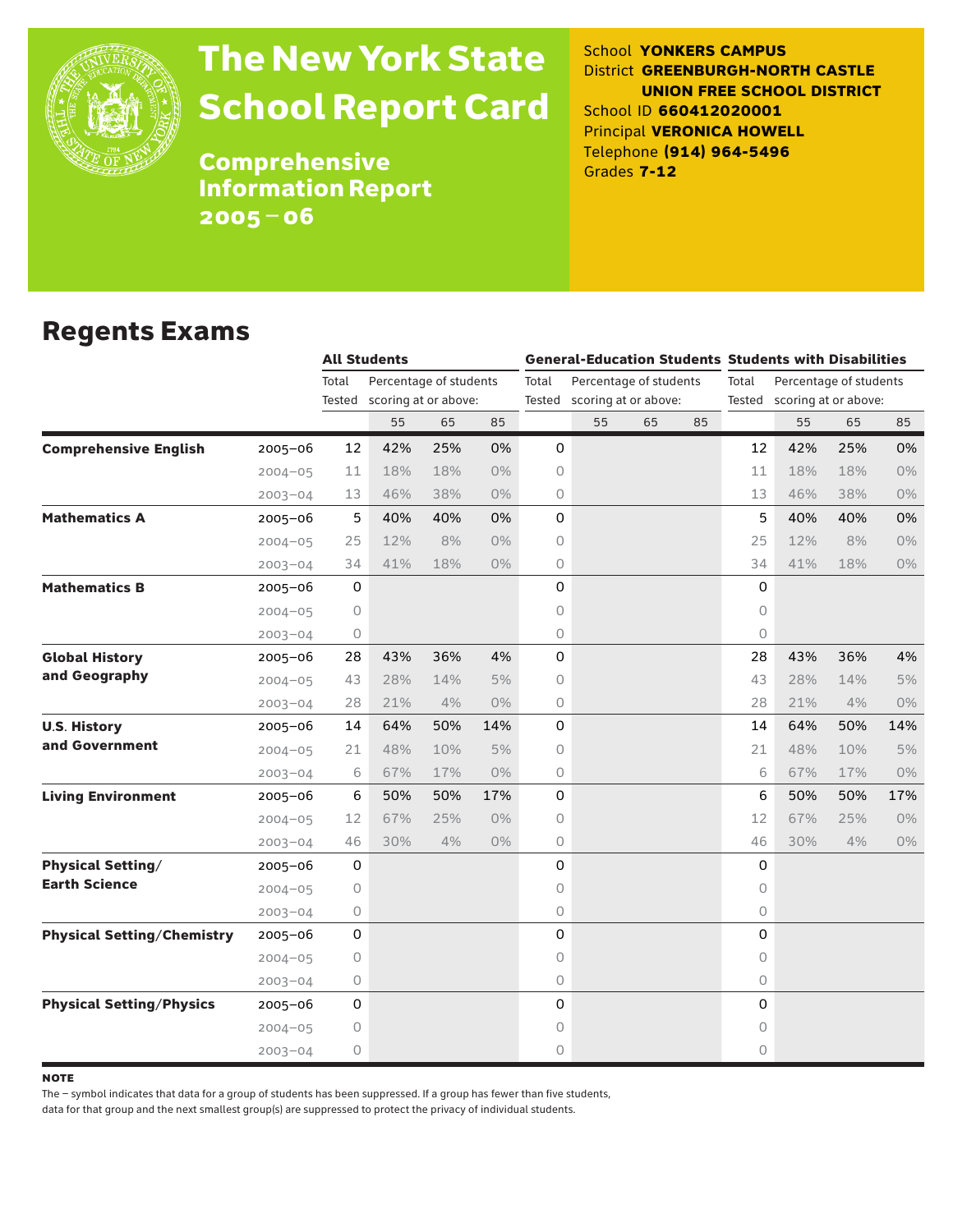# The New York State School Report Card

**Comprehensive Information Report 2005–06**

School **YONKERS CAMPUS**
District **GREENBURGH-NORTH CASTLE UNION FREE SCHOOL DISTRICT**
School ID **660412020001**
Principal **VERONICA HOWELL**
Telephone **(914) 964-5496**
Grades **7-12**

## Regents Exams

| | | All Students | | | | General-Education Students | | | | Students with Disabilities | | | |
|---|---|---|---|---|---|---|---|---|---|---|---|---|---|
| | | Total Tested | Percentage of students scoring at or above: | | | Total Tested | Percentage of students scoring at or above: | | | Total Tested | Percentage of students scoring at or above: | | |
| | | | 55 | 65 | 85 | | 55 | 65 | 85 | | 55 | 65 | 85 |
| **Comprehensive English** | 2005–06 | 12 | 42% | 25% | 0% | 0 | | | | 12 | 42% | 25% | 0% |
| | 2004–05 | 11 | 18% | 18% | 0% | 0 | | | | 11 | 18% | 18% | 0% |
| | 2003–04 | 13 | 46% | 38% | 0% | 0 | | | | 13 | 46% | 38% | 0% |
| **Mathematics A** | 2005–06 | 5 | 40% | 40% | 0% | 0 | | | | 5 | 40% | 40% | 0% |
| | 2004–05 | 25 | 12% | 8% | 0% | 0 | | | | 25 | 12% | 8% | 0% |
| | 2003–04 | 34 | 41% | 18% | 0% | 0 | | | | 34 | 41% | 18% | 0% |
| **Mathematics B** | 2005–06 | 0 | | | | 0 | | | | 0 | | | |
| | 2004–05 | 0 | | | | 0 | | | | 0 | | | |
| | 2003–04 | 0 | | | | 0 | | | | 0 | | | |
| **Global History and Geography** | 2005–06 | 28 | 43% | 36% | 4% | 0 | | | | 28 | 43% | 36% | 4% |
| | 2004–05 | 43 | 28% | 14% | 5% | 0 | | | | 43 | 28% | 14% | 5% |
| | 2003–04 | 28 | 21% | 4% | 0% | 0 | | | | 28 | 21% | 4% | 0% |
| **U.S. History and Government** | 2005–06 | 14 | 64% | 50% | 14% | 0 | | | | 14 | 64% | 50% | 14% |
| | 2004–05 | 21 | 48% | 10% | 5% | 0 | | | | 21 | 48% | 10% | 5% |
| | 2003–04 | 6 | 67% | 17% | 0% | 0 | | | | 6 | 67% | 17% | 0% |
| **Living Environment** | 2005–06 | 6 | 50% | 50% | 17% | 0 | | | | 6 | 50% | 50% | 17% |
| | 2004–05 | 12 | 67% | 25% | 0% | 0 | | | | 12 | 67% | 25% | 0% |
| | 2003–04 | 46 | 30% | 4% | 0% | 0 | | | | 46 | 30% | 4% | 0% |
| **Physical Setting/ Earth Science** | 2005–06 | 0 | | | | 0 | | | | 0 | | | |
| | 2004–05 | 0 | | | | 0 | | | | 0 | | | |
| | 2003–04 | 0 | | | | 0 | | | | 0 | | | |
| **Physical Setting/Chemistry** | 2005–06 | 0 | | | | 0 | | | | 0 | | | |
| | 2004–05 | 0 | | | | 0 | | | | 0 | | | |
| | 2003–04 | 0 | | | | 0 | | | | 0 | | | |
| **Physical Setting/Physics** | 2005–06 | 0 | | | | 0 | | | | 0 | | | |
| | 2004–05 | 0 | | | | 0 | | | | 0 | | | |
| | 2003–04 | 0 | | | | 0 | | | | 0 | | | |

**NOTE**

The – symbol indicates that data for a group of students has been suppressed. If a group has fewer than five students, data for that group and the next smallest group(s) are suppressed to protect the privacy of individual students.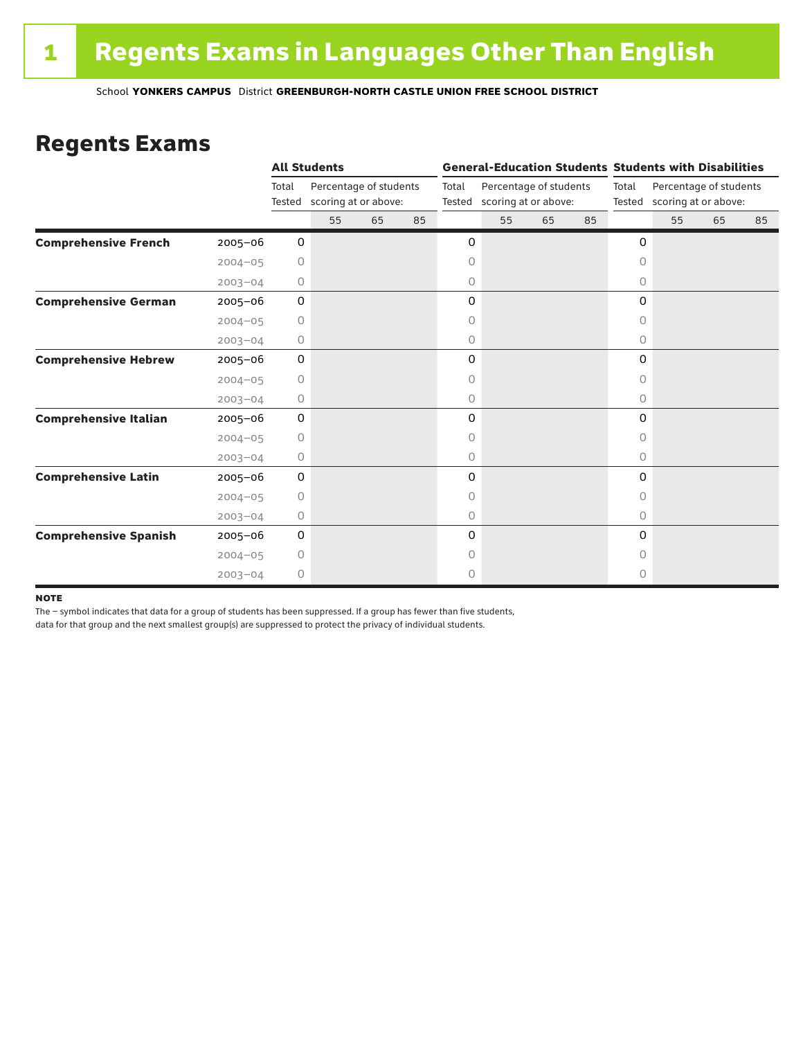# 1 Regents Exams in Languages Other Than English

School **YONKERS CAMPUS** District **GREENBURGH-NORTH CASTLE UNION FREE SCHOOL DISTRICT**

## Regents Exams

| | | All Students | | | | General-Education Students | | | | Students with Disabilities | | | |
|---|---|---|---|---|---|---|---|---|---|---|---|---|---|
| | | Total Tested | Percentage of students scoring at or above: | | | Total Tested | Percentage of students scoring at or above: | | | Total Tested | Percentage of students scoring at or above: | | |
| | | | 55 | 65 | 85 | | 55 | 65 | 85 | | 55 | 65 | 85 |
| **Comprehensive French** | 2005–06 | 0 | | | | 0 | | | | 0 | | | |
| | 2004–05 | 0 | | | | 0 | | | | 0 | | | |
| | 2003–04 | 0 | | | | 0 | | | | 0 | | | |
| **Comprehensive German** | 2005–06 | 0 | | | | 0 | | | | 0 | | | |
| | 2004–05 | 0 | | | | 0 | | | | 0 | | | |
| | 2003–04 | 0 | | | | 0 | | | | 0 | | | |
| **Comprehensive Hebrew** | 2005–06 | 0 | | | | 0 | | | | 0 | | | |
| | 2004–05 | 0 | | | | 0 | | | | 0 | | | |
| | 2003–04 | 0 | | | | 0 | | | | 0 | | | |
| **Comprehensive Italian** | 2005–06 | 0 | | | | 0 | | | | 0 | | | |
| | 2004–05 | 0 | | | | 0 | | | | 0 | | | |
| | 2003–04 | 0 | | | | 0 | | | | 0 | | | |
| **Comprehensive Latin** | 2005–06 | 0 | | | | 0 | | | | 0 | | | |
| | 2004–05 | 0 | | | | 0 | | | | 0 | | | |
| | 2003–04 | 0 | | | | 0 | | | | 0 | | | |
| **Comprehensive Spanish** | 2005–06 | 0 | | | | 0 | | | | 0 | | | |
| | 2004–05 | 0 | | | | 0 | | | | 0 | | | |
| | 2003–04 | 0 | | | | 0 | | | | 0 | | | |

**NOTE**

The – symbol indicates that data for a group of students has been suppressed. If a group has fewer than five students, data for that group and the next smallest group(s) are suppressed to protect the privacy of individual students.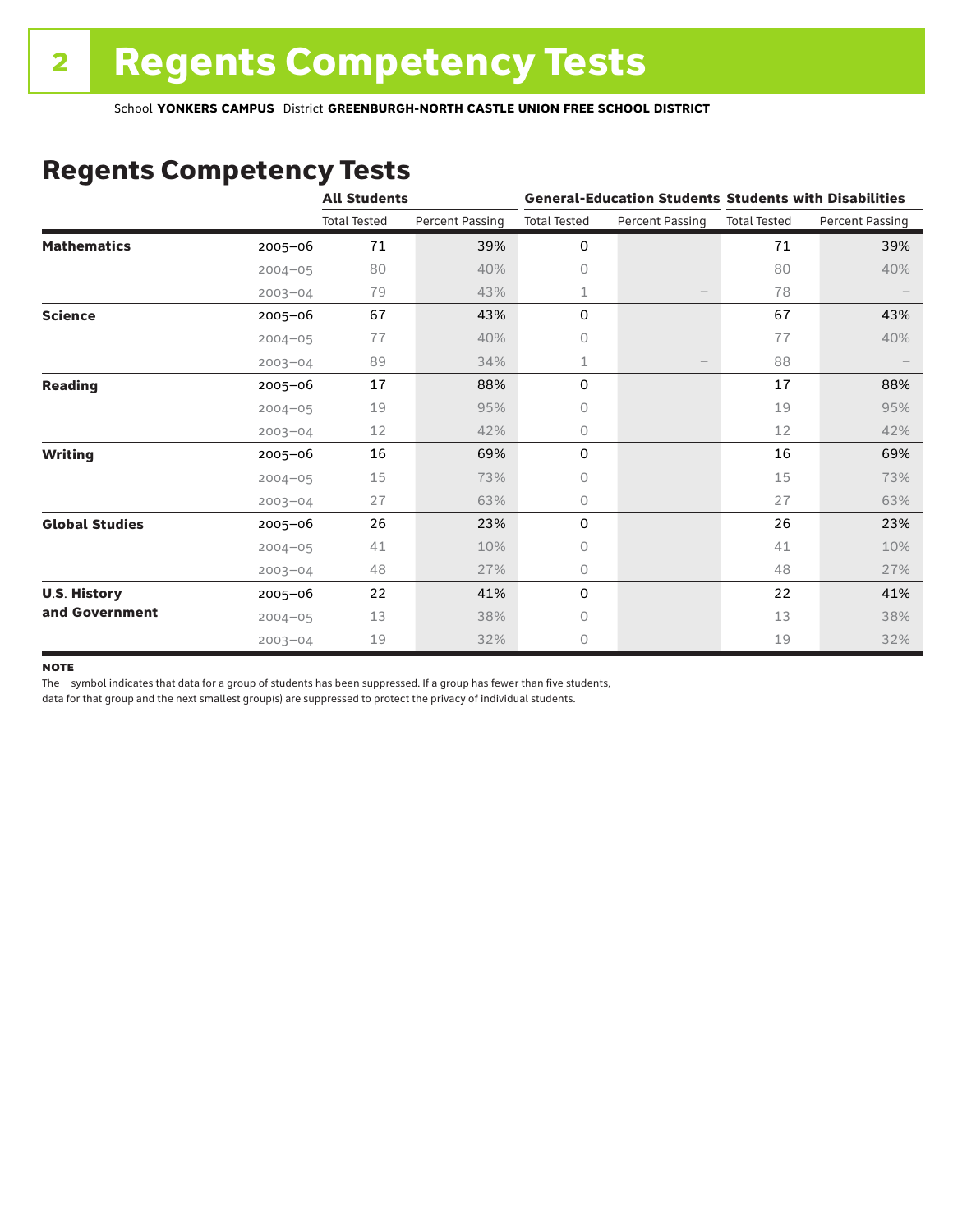# Regents Competency Tests

School **YONKERS CAMPUS** District **GREENBURGH-NORTH CASTLE UNION FREE SCHOOL DISTRICT**

## Regents Competency Tests

| | | All Students | | General-Education Students | | Students with Disabilities | |
|---|---|---|---|---|---|---|---|
| | | Total Tested | Percent Passing | Total Tested | Percent Passing | Total Tested | Percent Passing |
| **Mathematics** | 2005–06 | 71 | 39% | 0 | | 71 | 39% |
| | 2004–05 | 80 | 40% | 0 | | 80 | 40% |
| | 2003–04 | 79 | 43% | 1 | – | 78 | – |
| **Science** | 2005–06 | 67 | 43% | 0 | | 67 | 43% |
| | 2004–05 | 77 | 40% | 0 | | 77 | 40% |
| | 2003–04 | 89 | 34% | 1 | – | 88 | – |
| **Reading** | 2005–06 | 17 | 88% | 0 | | 17 | 88% |
| | 2004–05 | 19 | 95% | 0 | | 19 | 95% |
| | 2003–04 | 12 | 42% | 0 | | 12 | 42% |
| **Writing** | 2005–06 | 16 | 69% | 0 | | 16 | 69% |
| | 2004–05 | 15 | 73% | 0 | | 15 | 73% |
| | 2003–04 | 27 | 63% | 0 | | 27 | 63% |
| **Global Studies** | 2005–06 | 26 | 23% | 0 | | 26 | 23% |
| | 2004–05 | 41 | 10% | 0 | | 41 | 10% |
| | 2003–04 | 48 | 27% | 0 | | 48 | 27% |
| **U.S. History and Government** | 2005–06 | 22 | 41% | 0 | | 22 | 41% |
| | 2004–05 | 13 | 38% | 0 | | 13 | 38% |
| | 2003–04 | 19 | 32% | 0 | | 19 | 32% |

**NOTE**

The – symbol indicates that data for a group of students has been suppressed. If a group has fewer than five students, data for that group and the next smallest group(s) are suppressed to protect the privacy of individual students.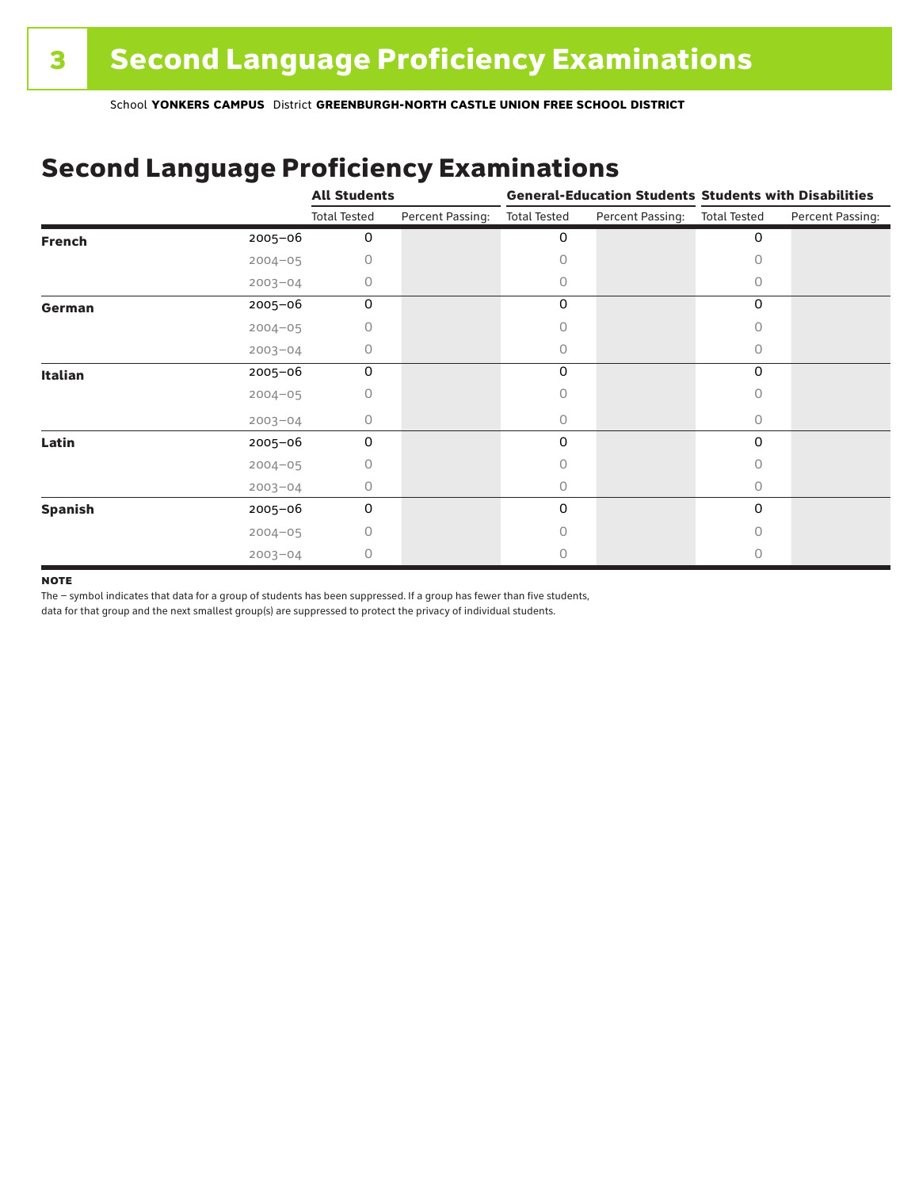# 3 Second Language Proficiency Examinations

School **YONKERS CAMPUS** District **GREENBURGH-NORTH CASTLE UNION FREE SCHOOL DISTRICT**

## Second Language Proficiency Examinations

| | | All Students | | General-Education Students | | Students with Disabilities | |
|---|---|---|---|---|---|---|---|
| | | Total Tested | Percent Passing: | Total Tested | Percent Passing: | Total Tested | Percent Passing: |
| **French** | 2005–06 | 0 | | 0 | | 0 | |
| | 2004–05 | 0 | | 0 | | 0 | |
| | 2003–04 | 0 | | 0 | | 0 | |
| **German** | 2005–06 | 0 | | 0 | | 0 | |
| | 2004–05 | 0 | | 0 | | 0 | |
| | 2003–04 | 0 | | 0 | | 0 | |
| **Italian** | 2005–06 | 0 | | 0 | | 0 | |
| | 2004–05 | 0 | | 0 | | 0 | |
| | 2003–04 | 0 | | 0 | | 0 | |
| **Latin** | 2005–06 | 0 | | 0 | | 0 | |
| | 2004–05 | 0 | | 0 | | 0 | |
| | 2003–04 | 0 | | 0 | | 0 | |
| **Spanish** | 2005–06 | 0 | | 0 | | 0 | |
| | 2004–05 | 0 | | 0 | | 0 | |
| | 2003–04 | 0 | | 0 | | 0 | |

**NOTE**

The – symbol indicates that data for a group of students has been suppressed. If a group has fewer than five students, data for that group and the next smallest group(s) are suppressed to protect the privacy of individual students.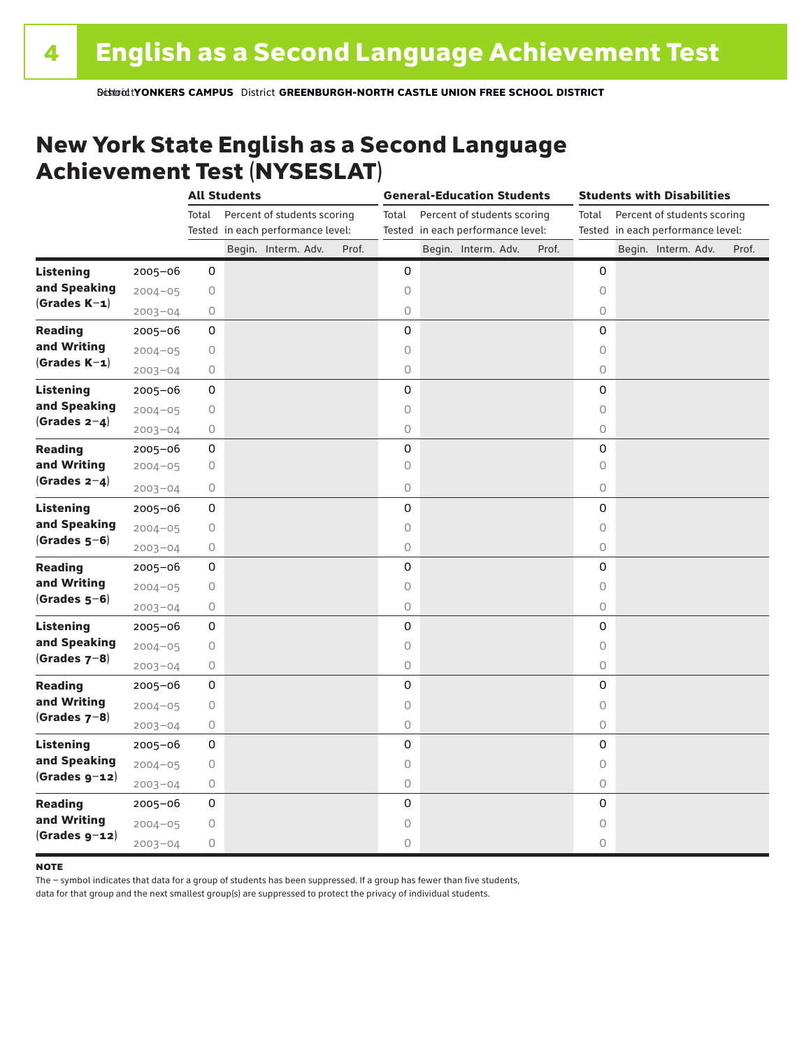# 4 English as a Second Language Achievement Test

School **YONKERS CAMPUS** District **GREENBURGH-NORTH CASTLE UNION FREE SCHOOL DISTRICT**

## New York State English as a Second Language Achievement Test (NYSESLAT)

| | | **All Students** | | | | | **General-Education Students** | | | | | **Students with Disabilities** | | | | |
|---|---|---|---|---|---|---|---|---|---|---|---|---|---|---|---|---|
| | | Total Tested | Percent of students scoring in each performance level: | | | | Total Tested | Percent of students scoring in each performance level: | | | | Total Tested | Percent of students scoring in each performance level: | | | |
| | | | Begin. | Interm. | Adv. | Prof. | | Begin. | Interm. | Adv. | Prof. | | Begin. | Interm. | Adv. | Prof. |
| **Listening and Speaking (Grades K–1)** | 2005–06 | 0 | | | | | 0 | | | | | 0 | | | | |
| | 2004–05 | 0 | | | | | 0 | | | | | 0 | | | | |
| | 2003–04 | 0 | | | | | 0 | | | | | 0 | | | | |
| **Reading and Writing (Grades K–1)** | 2005–06 | 0 | | | | | 0 | | | | | 0 | | | | |
| | 2004–05 | 0 | | | | | 0 | | | | | 0 | | | | |
| | 2003–04 | 0 | | | | | 0 | | | | | 0 | | | | |
| **Listening and Speaking (Grades 2–4)** | 2005–06 | 0 | | | | | 0 | | | | | 0 | | | | |
| | 2004–05 | 0 | | | | | 0 | | | | | 0 | | | | |
| | 2003–04 | 0 | | | | | 0 | | | | | 0 | | | | |
| **Reading and Writing (Grades 2–4)** | 2005–06 | 0 | | | | | 0 | | | | | 0 | | | | |
| | 2004–05 | 0 | | | | | 0 | | | | | 0 | | | | |
| | 2003–04 | 0 | | | | | 0 | | | | | 0 | | | | |
| **Listening and Speaking (Grades 5–6)** | 2005–06 | 0 | | | | | 0 | | | | | 0 | | | | |
| | 2004–05 | 0 | | | | | 0 | | | | | 0 | | | | |
| | 2003–04 | 0 | | | | | 0 | | | | | 0 | | | | |
| **Reading and Writing (Grades 5–6)** | 2005–06 | 0 | | | | | 0 | | | | | 0 | | | | |
| | 2004–05 | 0 | | | | | 0 | | | | | 0 | | | | |
| | 2003–04 | 0 | | | | | 0 | | | | | 0 | | | | |
| **Listening and Speaking (Grades 7–8)** | 2005–06 | 0 | | | | | 0 | | | | | 0 | | | | |
| | 2004–05 | 0 | | | | | 0 | | | | | 0 | | | | |
| | 2003–04 | 0 | | | | | 0 | | | | | 0 | | | | |
| **Reading and Writing (Grades 7–8)** | 2005–06 | 0 | | | | | 0 | | | | | 0 | | | | |
| | 2004–05 | 0 | | | | | 0 | | | | | 0 | | | | |
| | 2003–04 | 0 | | | | | 0 | | | | | 0 | | | | |
| **Listening and Speaking (Grades 9–12)** | 2005–06 | 0 | | | | | 0 | | | | | 0 | | | | |
| | 2004–05 | 0 | | | | | 0 | | | | | 0 | | | | |
| | 2003–04 | 0 | | | | | 0 | | | | | 0 | | | | |
| **Reading and Writing (Grades 9–12)** | 2005–06 | 0 | | | | | 0 | | | | | 0 | | | | |
| | 2004–05 | 0 | | | | | 0 | | | | | 0 | | | | |
| | 2003–04 | 0 | | | | | 0 | | | | | 0 | | | | |

**NOTE**

The – symbol indicates that data for a group of students has been suppressed. If a group has fewer than five students, data for that group and the next smallest group(s) are suppressed to protect the privacy of individual students.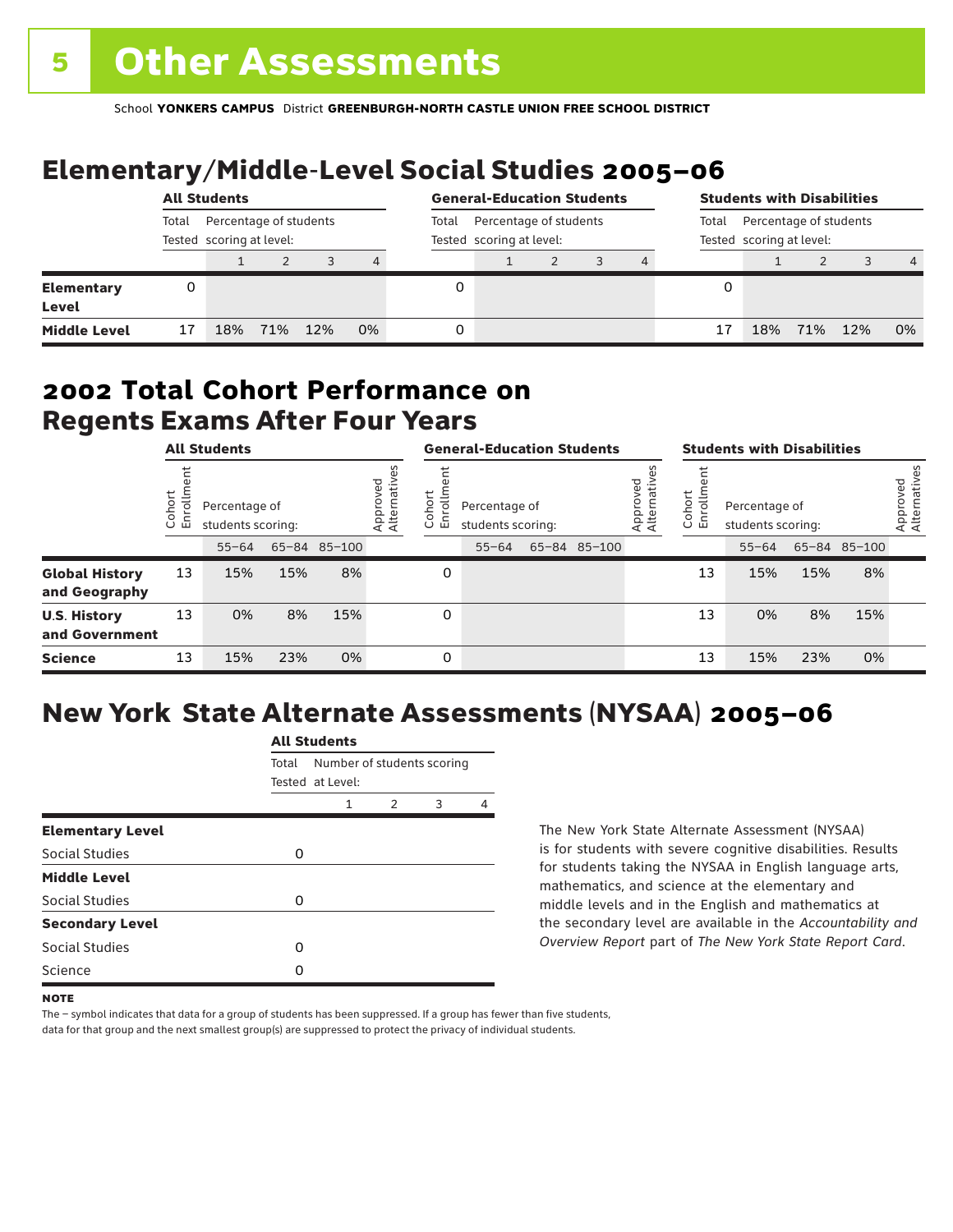# 5 Other Assessments

School **YONKERS CAMPUS** District **GREENBURGH-NORTH CASTLE UNION FREE SCHOOL DISTRICT**

## Elementary/Middle-Level Social Studies 2005–06

| | All Students | | | | | General-Education Students | | | | | Students with Disabilities | | | | |
|---|---|---|---|---|---|---|---|---|---|---|---|---|---|---|---|
| | Total Tested | Percentage of students scoring at level: | | | | Total Tested | Percentage of students scoring at level: | | | | Total Tested | Percentage of students scoring at level: | | | |
| | | 1 | 2 | 3 | 4 | | 1 | 2 | 3 | 4 | | 1 | 2 | 3 | 4 |
| **Elementary Level** | 0 | | | | | 0 | | | | | 0 | | | | |
| **Middle Level** | 17 | 18% | 71% | 12% | 0% | 0 | | | | | 17 | 18% | 71% | 12% | 0% |

## 2002 Total Cohort Performance on Regents Exams After Four Years

| | All Students | | | | | General-Education Students | | | | | Students with Disabilities | | | | |
|---|---|---|---|---|---|---|---|---|---|---|---|---|---|---|---|
| | Cohort Enrollment | Percentage of students scoring: | | | Approved Alternatives | Cohort Enrollment | Percentage of students scoring: | | | Approved Alternatives | Cohort Enrollment | Percentage of students scoring: | | | Approved Alternatives |
| | | 55–64 | 65–84 | 85–100 | | | 55–64 | 65–84 | 85–100 | | | 55–64 | 65–84 | 85–100 | |
| **Global History and Geography** | 13 | 15% | 15% | 8% | | 0 | | | | | 13 | 15% | 15% | 8% | |
| **U.S. History and Government** | 13 | 0% | 8% | 15% | | 0 | | | | | 13 | 0% | 8% | 15% | |
| **Science** | 13 | 15% | 23% | 0% | | 0 | | | | | 13 | 15% | 23% | 0% | |

## New York State Alternate Assessments (NYSAA) 2005–06

| | All Students | | | | |
|---|---|---|---|---|---|
| | Total Tested | Number of students scoring at Level: | | | |
| | | 1 | 2 | 3 | 4 |
| **Elementary Level** | | | | | |
| Social Studies | 0 | | | | |
| **Middle Level** | | | | | |
| Social Studies | 0 | | | | |
| **Secondary Level** | | | | | |
| Social Studies | 0 | | | | |
| Science | 0 | | | | |

The New York State Alternate Assessment (NYSAA) is for students with severe cognitive disabilities. Results for students taking the NYSAA in English language arts, mathematics, and science at the elementary and middle levels and in the English and mathematics at the secondary level are available in the *Accountability and Overview Report* part of *The New York State Report Card*.

**NOTE**

The – symbol indicates that data for a group of students has been suppressed. If a group has fewer than five students, data for that group and the next smallest group(s) are suppressed to protect the privacy of individual students.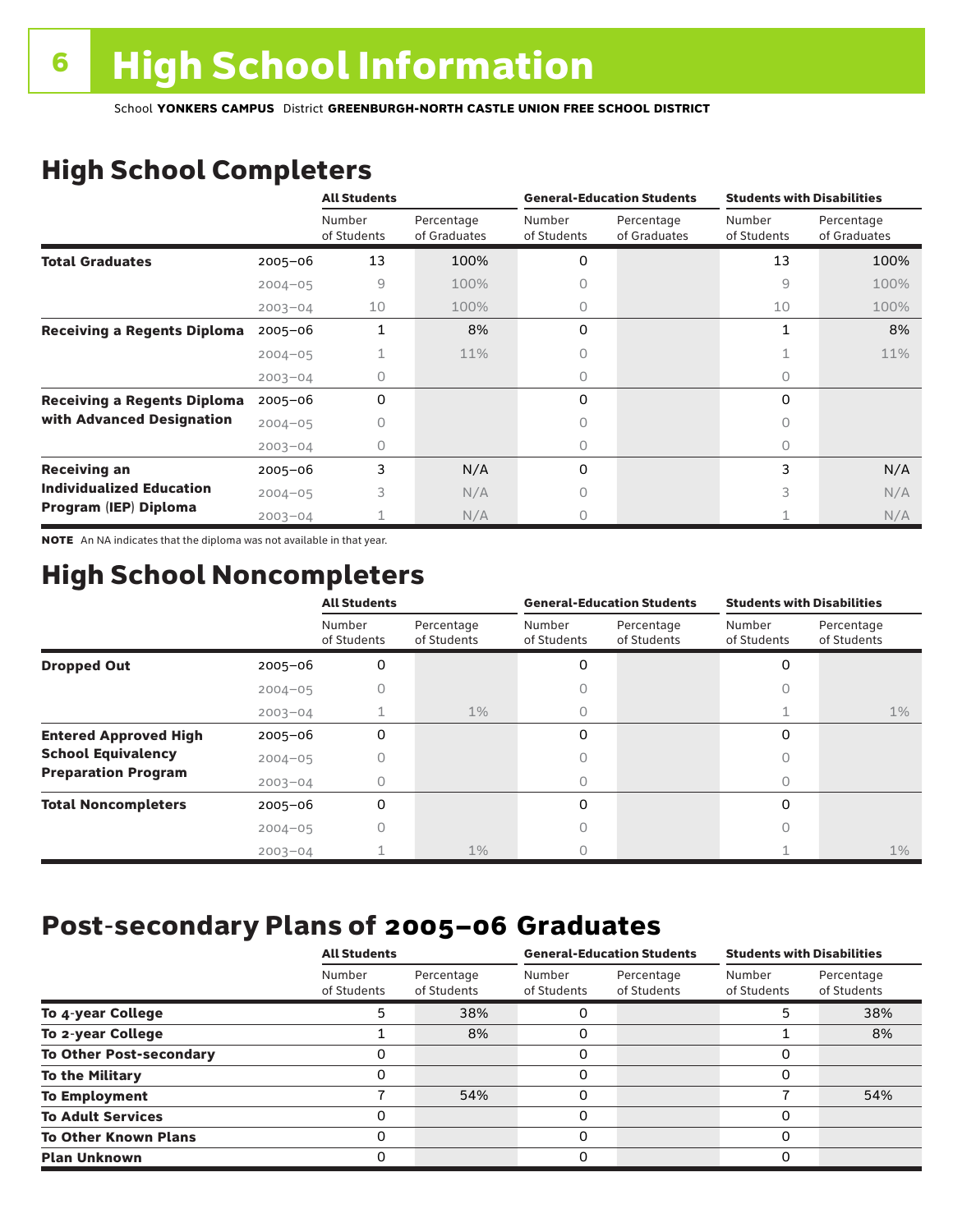# High School Information

School **YONKERS CAMPUS** District **GREENBURGH-NORTH CASTLE UNION FREE SCHOOL DISTRICT**

## High School Completers

| | | All Students | | General-Education Students | | Students with Disabilities | |
|---|---|---|---|---|---|---|---|
| | | Number of Students | Percentage of Graduates | Number of Students | Percentage of Graduates | Number of Students | Percentage of Graduates |
| **Total Graduates** | 2005–06 | 13 | 100% | 0 | | 13 | 100% |
| | 2004–05 | 9 | 100% | 0 | | 9 | 100% |
| | 2003–04 | 10 | 100% | 0 | | 10 | 100% |
| **Receiving a Regents Diploma** | 2005–06 | 1 | 8% | 0 | | 1 | 8% |
| | 2004–05 | 1 | 11% | 0 | | 1 | 11% |
| | 2003–04 | 0 | | 0 | | 0 | |
| **Receiving a Regents Diploma with Advanced Designation** | 2005–06 | 0 | | 0 | | 0 | |
| | 2004–05 | 0 | | 0 | | 0 | |
| | 2003–04 | 0 | | 0 | | 0 | |
| **Receiving an Individualized Education Program (IEP) Diploma** | 2005–06 | 3 | N/A | 0 | | 3 | N/A |
| | 2004–05 | 3 | N/A | 0 | | 3 | N/A |
| | 2003–04 | 1 | N/A | 0 | | 1 | N/A |

**NOTE** An NA indicates that the diploma was not available in that year.

## High School Noncompleters

| | | All Students | | General-Education Students | | Students with Disabilities | |
|---|---|---|---|---|---|---|---|
| | | Number of Students | Percentage of Students | Number of Students | Percentage of Students | Number of Students | Percentage of Students |
| **Dropped Out** | 2005–06 | 0 | | 0 | | 0 | |
| | 2004–05 | 0 | | 0 | | 0 | |
| | 2003–04 | 1 | 1% | 0 | | 1 | 1% |
| **Entered Approved High School Equivalency Preparation Program** | 2005–06 | 0 | | 0 | | 0 | |
| | 2004–05 | 0 | | 0 | | 0 | |
| | 2003–04 | 0 | | 0 | | 0 | |
| **Total Noncompleters** | 2005–06 | 0 | | 0 | | 0 | |
| | 2004–05 | 0 | | 0 | | 0 | |
| | 2003–04 | 1 | 1% | 0 | | 1 | 1% |

## Post-secondary Plans of 2005–06 Graduates

| | All Students | | General-Education Students | | Students with Disabilities | |
|---|---|---|---|---|---|---|
| | Number of Students | Percentage of Students | Number of Students | Percentage of Students | Number of Students | Percentage of Students |
| **To 4-year College** | 5 | 38% | 0 | | 5 | 38% |
| **To 2-year College** | 1 | 8% | 0 | | 1 | 8% |
| **To Other Post-secondary** | 0 | | 0 | | 0 | |
| **To the Military** | 0 | | 0 | | 0 | |
| **To Employment** | 7 | 54% | 0 | | 7 | 54% |
| **To Adult Services** | 0 | | 0 | | 0 | |
| **To Other Known Plans** | 0 | | 0 | | 0 | |
| **Plan Unknown** | 0 | | 0 | | 0 | |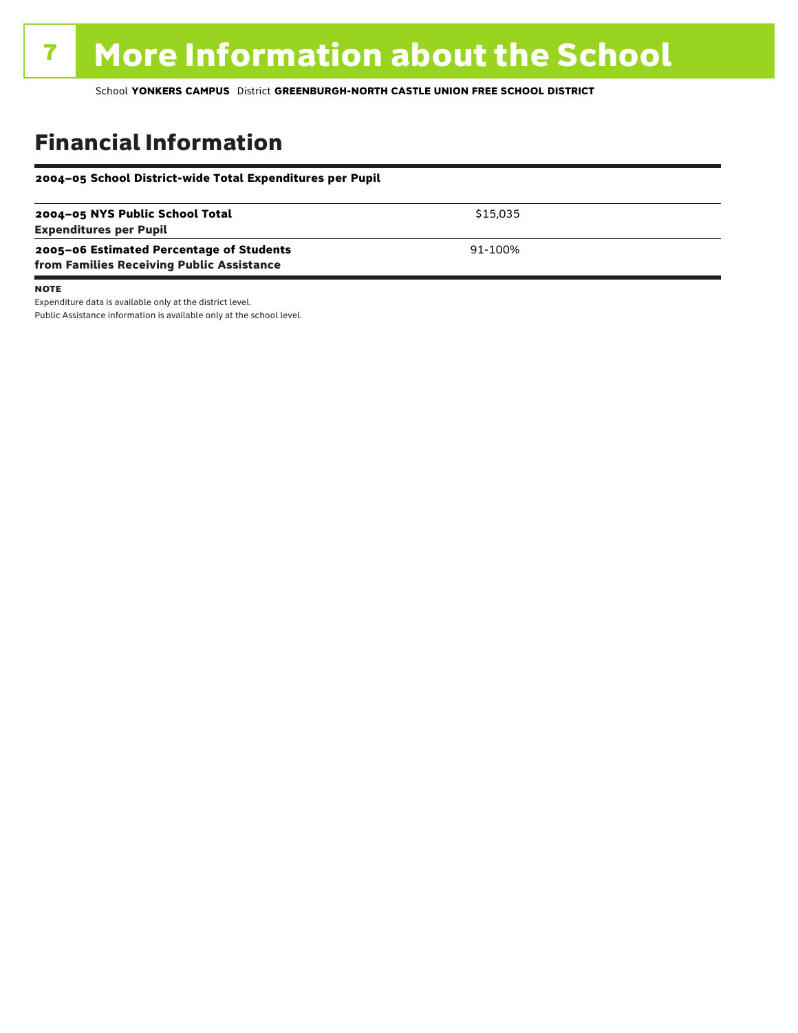# 7 More Information about the School

School **YONKERS CAMPUS** District **GREENBURGH-NORTH CASTLE UNION FREE SCHOOL DISTRICT**

## Financial Information

| **2004–05 School District-wide Total Expenditures per Pupil** | |
|---|---|
| **2004–05 NYS Public School Total Expenditures per Pupil** | $15,035 |
| **2005–06 Estimated Percentage of Students from Families Receiving Public Assistance** | 91-100% |

**NOTE**

Expenditure data is available only at the district level.

Public Assistance information is available only at the school level.